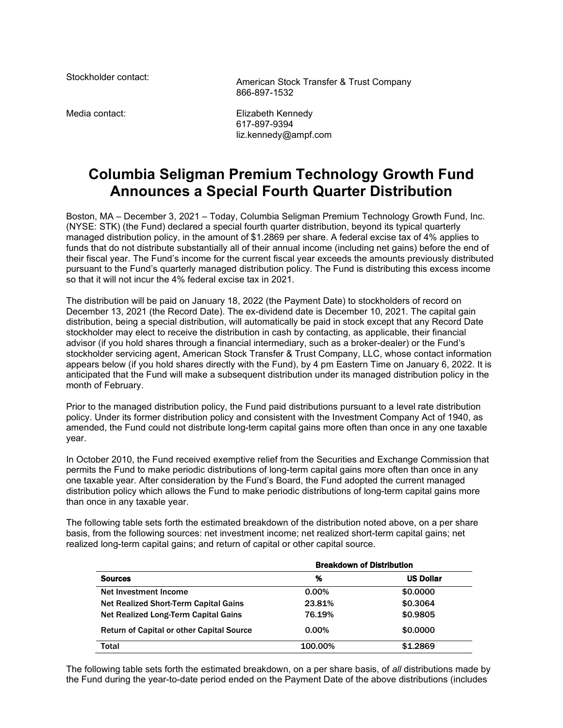Stockholder contact: American Stock Transfer & Trust Company
866-897-1532

Media contact: Elizabeth Kennedy
617-897-9394
liz.kennedy@ampf.com

# Columbia Seligman Premium Technology Growth Fund Announces a Special Fourth Quarter Distribution

Boston, MA – December 3, 2021 – Today, Columbia Seligman Premium Technology Growth Fund, Inc. (NYSE: STK) (the Fund) declared a special fourth quarter distribution, beyond its typical quarterly managed distribution policy, in the amount of $1.2869 per share. A federal excise tax of 4% applies to funds that do not distribute substantially all of their annual income (including net gains) before the end of their fiscal year. The Fund's income for the current fiscal year exceeds the amounts previously distributed pursuant to the Fund's quarterly managed distribution policy. The Fund is distributing this excess income so that it will not incur the 4% federal excise tax in 2021.

The distribution will be paid on January 18, 2022 (the Payment Date) to stockholders of record on December 13, 2021 (the Record Date). The ex-dividend date is December 10, 2021. The capital gain distribution, being a special distribution, will automatically be paid in stock except that any Record Date stockholder may elect to receive the distribution in cash by contacting, as applicable, their financial advisor (if you hold shares through a financial intermediary, such as a broker-dealer) or the Fund's stockholder servicing agent, American Stock Transfer & Trust Company, LLC, whose contact information appears below (if you hold shares directly with the Fund), by 4 pm Eastern Time on January 6, 2022. It is anticipated that the Fund will make a subsequent distribution under its managed distribution policy in the month of February.

Prior to the managed distribution policy, the Fund paid distributions pursuant to a level rate distribution policy. Under its former distribution policy and consistent with the Investment Company Act of 1940, as amended, the Fund could not distribute long-term capital gains more often than once in any one taxable year.

In October 2010, the Fund received exemptive relief from the Securities and Exchange Commission that permits the Fund to make periodic distributions of long-term capital gains more often than once in any one taxable year. After consideration by the Fund's Board, the Fund adopted the current managed distribution policy which allows the Fund to make periodic distributions of long-term capital gains more than once in any taxable year.

The following table sets forth the estimated breakdown of the distribution noted above, on a per share basis, from the following sources: net investment income; net realized short-term capital gains; net realized long-term capital gains; and return of capital or other capital source.

| | **Breakdown of Distribution** | |
|---|---|---|
| **Sources** | **%** | **US Dollar** |
| Net Investment Income | 0.00% | $0.0000 |
| Net Realized Short-Term Capital Gains | 23.81% | $0.3064 |
| Net Realized Long-Term Capital Gains | 76.19% | $0.9805 |
| Return of Capital or other Capital Source | 0.00% | $0.0000 |
| Total | 100.00% | $1.2869 |

The following table sets forth the estimated breakdown, on a per share basis, of *all* distributions made by the Fund during the year-to-date period ended on the Payment Date of the above distributions (includes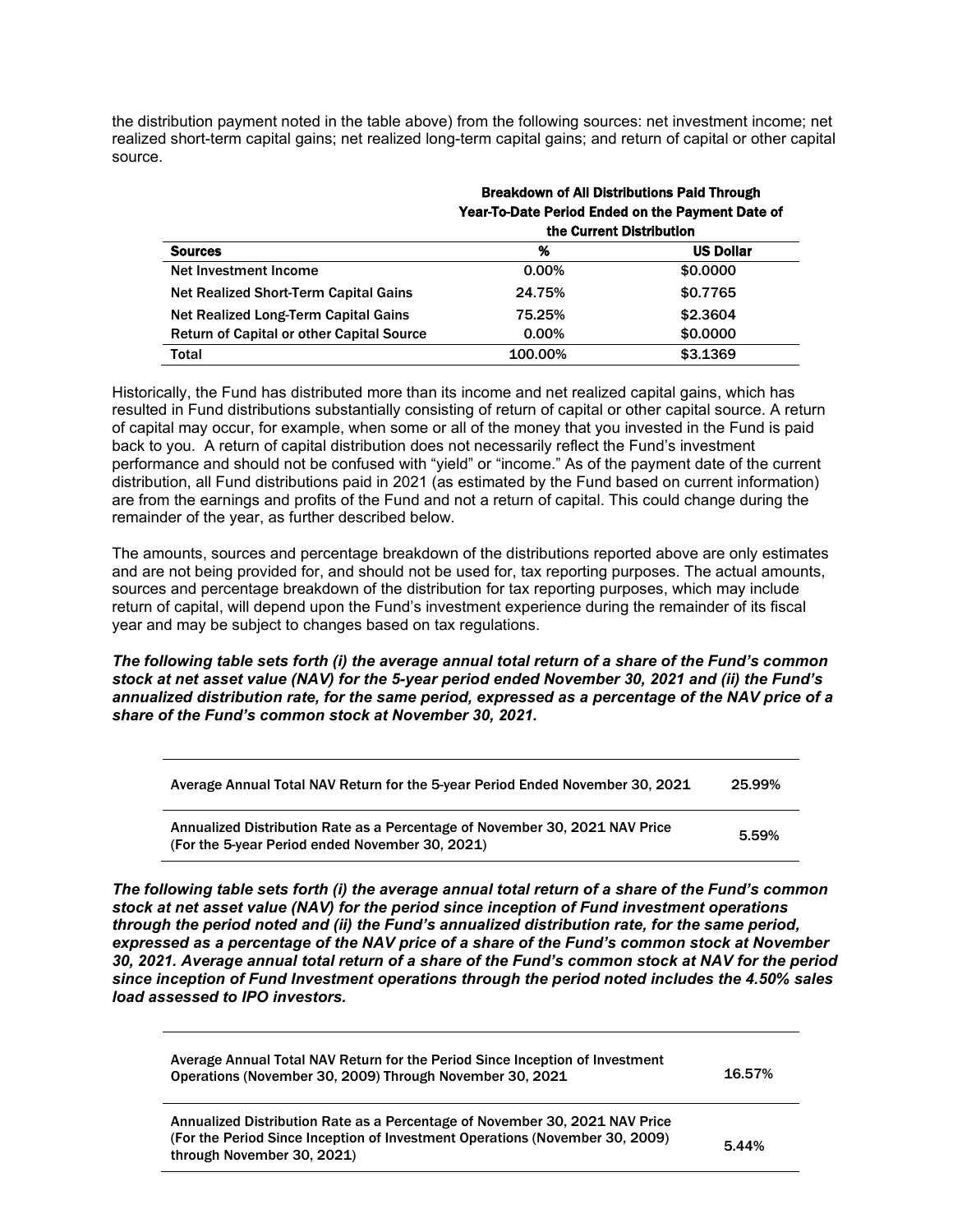the distribution payment noted in the table above) from the following sources: net investment income; net realized short-term capital gains; net realized long-term capital gains; and return of capital or other capital source.

| | Breakdown of All Distributions Paid Through Year-To-Date Period Ended on the Payment Date of the Current Distribution | |
|---|---|---|
| **Sources** | **%** | **US Dollar** |
| Net Investment Income | 0.00% | $0.0000 |
| Net Realized Short-Term Capital Gains | 24.75% | $0.7765 |
| Net Realized Long-Term Capital Gains | 75.25% | $2.3604 |
| Return of Capital or other Capital Source | 0.00% | $0.0000 |
| Total | 100.00% | $3.1369 |

Historically, the Fund has distributed more than its income and net realized capital gains, which has resulted in Fund distributions substantially consisting of return of capital or other capital source. A return of capital may occur, for example, when some or all of the money that you invested in the Fund is paid back to you. A return of capital distribution does not necessarily reflect the Fund's investment performance and should not be confused with "yield" or "income." As of the payment date of the current distribution, all Fund distributions paid in 2021 (as estimated by the Fund based on current information) are from the earnings and profits of the Fund and not a return of capital. This could change during the remainder of the year, as further described below.

The amounts, sources and percentage breakdown of the distributions reported above are only estimates and are not being provided for, and should not be used for, tax reporting purposes. The actual amounts, sources and percentage breakdown of the distribution for tax reporting purposes, which may include return of capital, will depend upon the Fund's investment experience during the remainder of its fiscal year and may be subject to changes based on tax regulations.

***The following table sets forth (i) the average annual total return of a share of the Fund's common stock at net asset value (NAV) for the 5-year period ended November 30, 2021 and (ii) the Fund's annualized distribution rate, for the same period, expressed as a percentage of the NAV price of a share of the Fund's common stock at November 30, 2021.***

| | |
|---|---|
| Average Annual Total NAV Return for the 5-year Period Ended November 30, 2021 | 25.99% |
| Annualized Distribution Rate as a Percentage of November 30, 2021 NAV Price (For the 5-year Period ended November 30, 2021) | 5.59% |

***The following table sets forth (i) the average annual total return of a share of the Fund's common stock at net asset value (NAV) for the period since inception of Fund investment operations through the period noted and (ii) the Fund's annualized distribution rate, for the same period, expressed as a percentage of the NAV price of a share of the Fund's common stock at November 30, 2021. Average annual total return of a share of the Fund's common stock at NAV for the period since inception of Fund Investment operations through the period noted includes the 4.50% sales load assessed to IPO investors.***

| | |
|---|---|
| Average Annual Total NAV Return for the Period Since Inception of Investment Operations (November 30, 2009) Through November 30, 2021 | 16.57% |
| Annualized Distribution Rate as a Percentage of November 30, 2021 NAV Price (For the Period Since Inception of Investment Operations (November 30, 2009) through November 30, 2021) | 5.44% |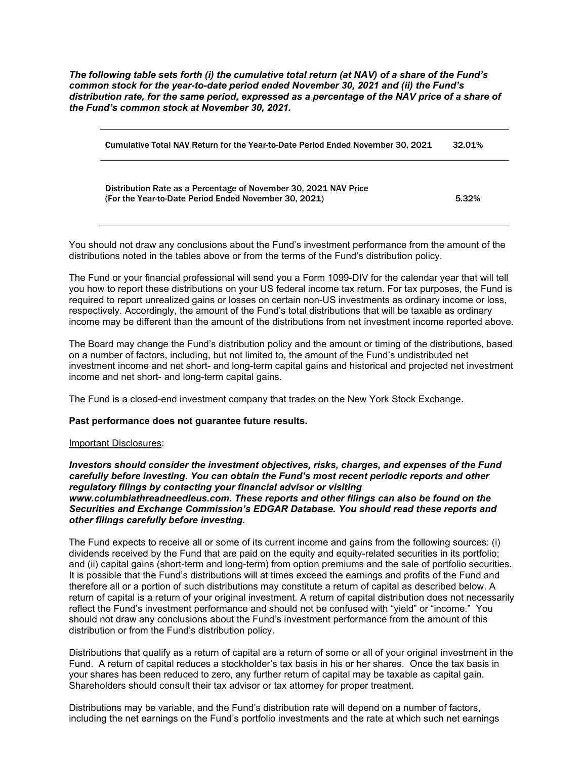***The following table sets forth (i) the cumulative total return (at NAV) of a share of the Fund's common stock for the year-to-date period ended November 30, 2021 and (ii) the Fund's distribution rate, for the same period, expressed as a percentage of the NAV price of a share of the Fund's common stock at November 30, 2021.***

| | |
|---|---|
| Cumulative Total NAV Return for the Year-to-Date Period Ended November 30, 2021 | 32.01% |
| Distribution Rate as a Percentage of November 30, 2021 NAV Price (For the Year-to-Date Period Ended November 30, 2021) | 5.32% |

You should not draw any conclusions about the Fund's investment performance from the amount of the distributions noted in the tables above or from the terms of the Fund's distribution policy.

The Fund or your financial professional will send you a Form 1099-DIV for the calendar year that will tell you how to report these distributions on your US federal income tax return. For tax purposes, the Fund is required to report unrealized gains or losses on certain non-US investments as ordinary income or loss, respectively. Accordingly, the amount of the Fund's total distributions that will be taxable as ordinary income may be different than the amount of the distributions from net investment income reported above.

The Board may change the Fund's distribution policy and the amount or timing of the distributions, based on a number of factors, including, but not limited to, the amount of the Fund's undistributed net investment income and net short- and long-term capital gains and historical and projected net investment income and net short- and long-term capital gains.

The Fund is a closed-end investment company that trades on the New York Stock Exchange.

**Past performance does not guarantee future results.**

Important Disclosures:

***Investors should consider the investment objectives, risks, charges, and expenses of the Fund carefully before investing. You can obtain the Fund's most recent periodic reports and other regulatory filings by contacting your financial advisor or visiting www.columbiathreadneedleus.com. These reports and other filings can also be found on the Securities and Exchange Commission's EDGAR Database. You should read these reports and other filings carefully before investing.***

The Fund expects to receive all or some of its current income and gains from the following sources: (i) dividends received by the Fund that are paid on the equity and equity-related securities in its portfolio; and (ii) capital gains (short-term and long-term) from option premiums and the sale of portfolio securities. It is possible that the Fund's distributions will at times exceed the earnings and profits of the Fund and therefore all or a portion of such distributions may constitute a return of capital as described below. A return of capital is a return of your original investment. A return of capital distribution does not necessarily reflect the Fund's investment performance and should not be confused with "yield" or "income." You should not draw any conclusions about the Fund's investment performance from the amount of this distribution or from the Fund's distribution policy.

Distributions that qualify as a return of capital are a return of some or all of your original investment in the Fund. A return of capital reduces a stockholder's tax basis in his or her shares. Once the tax basis in your shares has been reduced to zero, any further return of capital may be taxable as capital gain. Shareholders should consult their tax advisor or tax attorney for proper treatment.

Distributions may be variable, and the Fund's distribution rate will depend on a number of factors, including the net earnings on the Fund's portfolio investments and the rate at which such net earnings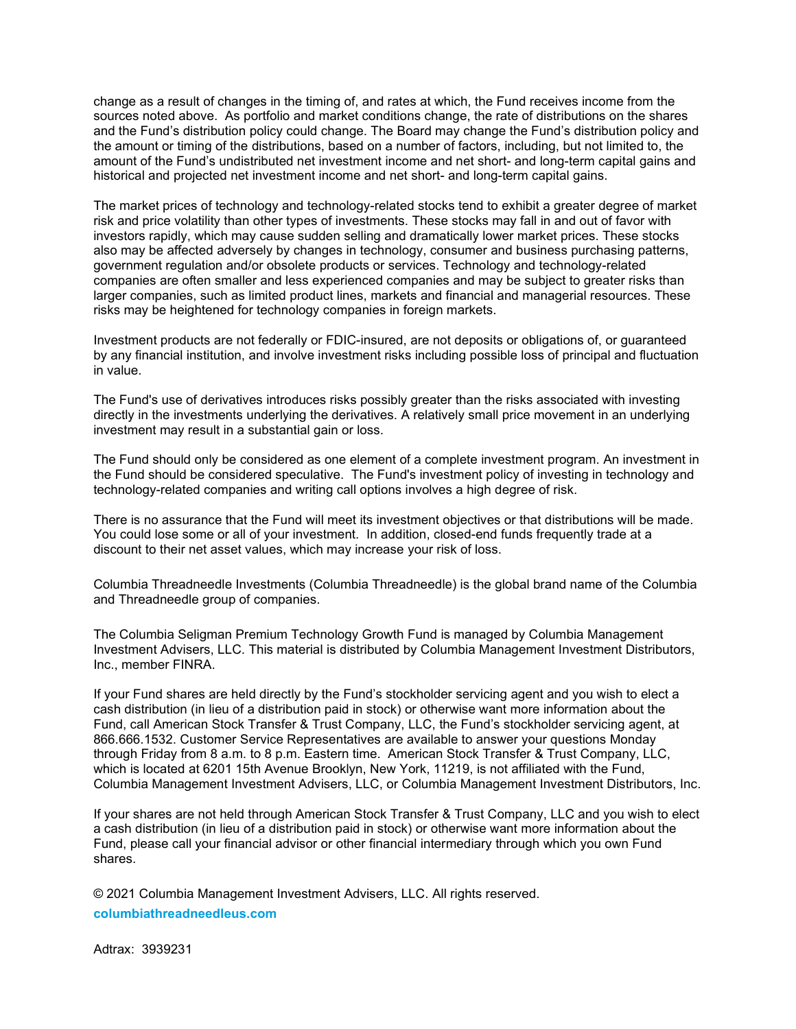change as a result of changes in the timing of, and rates at which, the Fund receives income from the sources noted above. As portfolio and market conditions change, the rate of distributions on the shares and the Fund's distribution policy could change. The Board may change the Fund's distribution policy and the amount or timing of the distributions, based on a number of factors, including, but not limited to, the amount of the Fund's undistributed net investment income and net short- and long-term capital gains and historical and projected net investment income and net short- and long-term capital gains.

The market prices of technology and technology-related stocks tend to exhibit a greater degree of market risk and price volatility than other types of investments. These stocks may fall in and out of favor with investors rapidly, which may cause sudden selling and dramatically lower market prices. These stocks also may be affected adversely by changes in technology, consumer and business purchasing patterns, government regulation and/or obsolete products or services. Technology and technology-related companies are often smaller and less experienced companies and may be subject to greater risks than larger companies, such as limited product lines, markets and financial and managerial resources. These risks may be heightened for technology companies in foreign markets.

Investment products are not federally or FDIC-insured, are not deposits or obligations of, or guaranteed by any financial institution, and involve investment risks including possible loss of principal and fluctuation in value.

The Fund's use of derivatives introduces risks possibly greater than the risks associated with investing directly in the investments underlying the derivatives. A relatively small price movement in an underlying investment may result in a substantial gain or loss.

The Fund should only be considered as one element of a complete investment program. An investment in the Fund should be considered speculative. The Fund's investment policy of investing in technology and technology-related companies and writing call options involves a high degree of risk.

There is no assurance that the Fund will meet its investment objectives or that distributions will be made. You could lose some or all of your investment. In addition, closed-end funds frequently trade at a discount to their net asset values, which may increase your risk of loss.

Columbia Threadneedle Investments (Columbia Threadneedle) is the global brand name of the Columbia and Threadneedle group of companies.

The Columbia Seligman Premium Technology Growth Fund is managed by Columbia Management Investment Advisers, LLC. This material is distributed by Columbia Management Investment Distributors, Inc., member FINRA.

If your Fund shares are held directly by the Fund's stockholder servicing agent and you wish to elect a cash distribution (in lieu of a distribution paid in stock) or otherwise want more information about the Fund, call American Stock Transfer & Trust Company, LLC, the Fund's stockholder servicing agent, at 866.666.1532. Customer Service Representatives are available to answer your questions Monday through Friday from 8 a.m. to 8 p.m. Eastern time. American Stock Transfer & Trust Company, LLC, which is located at 6201 15th Avenue Brooklyn, New York, 11219, is not affiliated with the Fund, Columbia Management Investment Advisers, LLC, or Columbia Management Investment Distributors, Inc.

If your shares are not held through American Stock Transfer & Trust Company, LLC and you wish to elect a cash distribution (in lieu of a distribution paid in stock) or otherwise want more information about the Fund, please call your financial advisor or other financial intermediary through which you own Fund shares.

© 2021 Columbia Management Investment Advisers, LLC. All rights reserved.

**columbiathreadneedleus.com**

Adtrax: 3939231